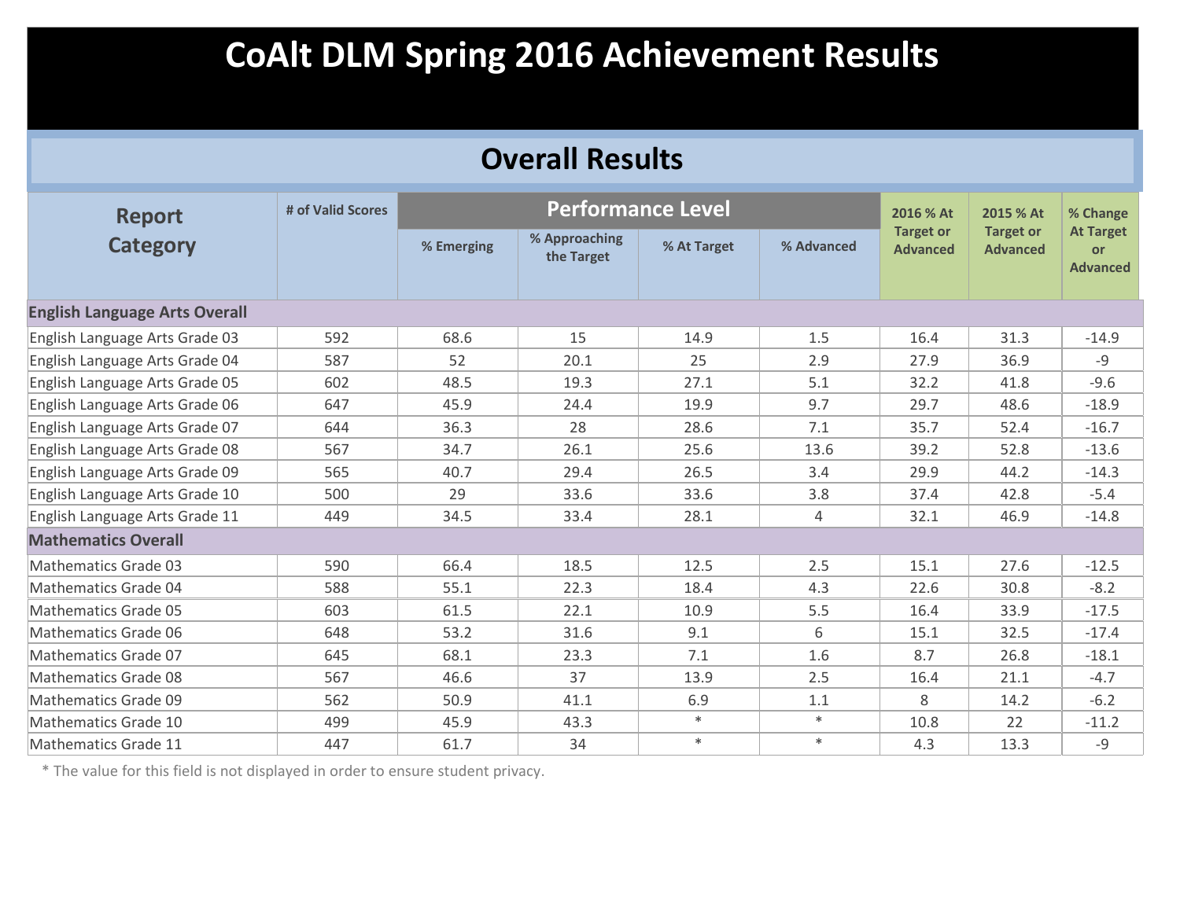# CoAlt DLM Spring 2016 Achievement Results

## Overall Results

| Report Category | # of Valid Scores | Performance Level | | | | 2016 % At Target or Advanced | 2015 % At Target or Advanced | % Change At Target or Advanced |
|---|---|---|---|---|---|---|---|---|
| | | % Emerging | % Approaching the Target | % At Target | % Advanced | | | |
| **English Language Arts Overall** | | | | | | | | |
| English Language Arts Grade 03 | 592 | 68.6 | 15 | 14.9 | 1.5 | 16.4 | 31.3 | -14.9 |
| English Language Arts Grade 04 | 587 | 52 | 20.1 | 25 | 2.9 | 27.9 | 36.9 | -9 |
| English Language Arts Grade 05 | 602 | 48.5 | 19.3 | 27.1 | 5.1 | 32.2 | 41.8 | -9.6 |
| English Language Arts Grade 06 | 647 | 45.9 | 24.4 | 19.9 | 9.7 | 29.7 | 48.6 | -18.9 |
| English Language Arts Grade 07 | 644 | 36.3 | 28 | 28.6 | 7.1 | 35.7 | 52.4 | -16.7 |
| English Language Arts Grade 08 | 567 | 34.7 | 26.1 | 25.6 | 13.6 | 39.2 | 52.8 | -13.6 |
| English Language Arts Grade 09 | 565 | 40.7 | 29.4 | 26.5 | 3.4 | 29.9 | 44.2 | -14.3 |
| English Language Arts Grade 10 | 500 | 29 | 33.6 | 33.6 | 3.8 | 37.4 | 42.8 | -5.4 |
| English Language Arts Grade 11 | 449 | 34.5 | 33.4 | 28.1 | 4 | 32.1 | 46.9 | -14.8 |
| **Mathematics Overall** | | | | | | | | |
| Mathematics Grade 03 | 590 | 66.4 | 18.5 | 12.5 | 2.5 | 15.1 | 27.6 | -12.5 |
| Mathematics Grade 04 | 588 | 55.1 | 22.3 | 18.4 | 4.3 | 22.6 | 30.8 | -8.2 |
| Mathematics Grade 05 | 603 | 61.5 | 22.1 | 10.9 | 5.5 | 16.4 | 33.9 | -17.5 |
| Mathematics Grade 06 | 648 | 53.2 | 31.6 | 9.1 | 6 | 15.1 | 32.5 | -17.4 |
| Mathematics Grade 07 | 645 | 68.1 | 23.3 | 7.1 | 1.6 | 8.7 | 26.8 | -18.1 |
| Mathematics Grade 08 | 567 | 46.6 | 37 | 13.9 | 2.5 | 16.4 | 21.1 | -4.7 |
| Mathematics Grade 09 | 562 | 50.9 | 41.1 | 6.9 | 1.1 | 8 | 14.2 | -6.2 |
| Mathematics Grade 10 | 499 | 45.9 | 43.3 | * | * | 10.8 | 22 | -11.2 |
| Mathematics Grade 11 | 447 | 61.7 | 34 | * | * | 4.3 | 13.3 | -9 |

* The value for this field is not displayed in order to ensure student privacy.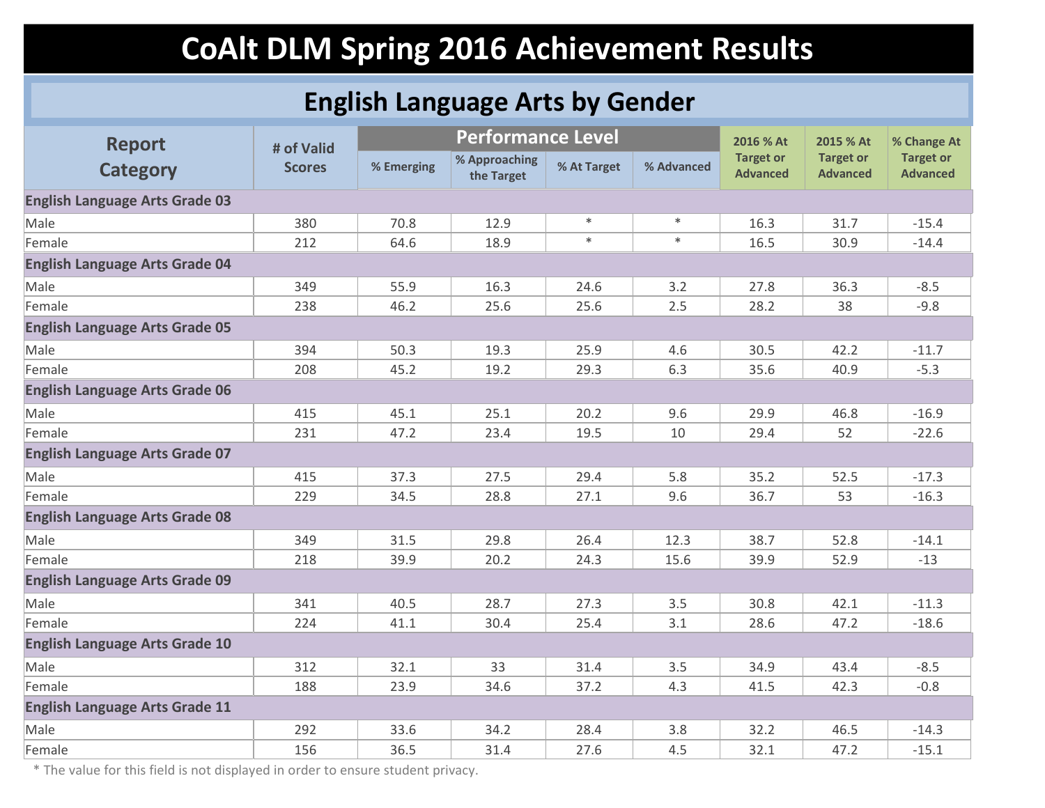# CoAlt DLM Spring 2016 Achievement Results

## English Language Arts by Gender

| Report Category | # of Valid Scores | Performance Level | | | | 2016 % At Target or Advanced | 2015 % At Target or Advanced | % Change At Target or Advanced |
|---|---|---|---|---|---|---|---|---|
| | | % Emerging | % Approaching the Target | % At Target | % Advanced | | | |
| **English Language Arts Grade 03** | | | | | | | | |
| Male | 380 | 70.8 | 12.9 | * | * | 16.3 | 31.7 | -15.4 |
| Female | 212 | 64.6 | 18.9 | * | * | 16.5 | 30.9 | -14.4 |
| **English Language Arts Grade 04** | | | | | | | | |
| Male | 349 | 55.9 | 16.3 | 24.6 | 3.2 | 27.8 | 36.3 | -8.5 |
| Female | 238 | 46.2 | 25.6 | 25.6 | 2.5 | 28.2 | 38 | -9.8 |
| **English Language Arts Grade 05** | | | | | | | | |
| Male | 394 | 50.3 | 19.3 | 25.9 | 4.6 | 30.5 | 42.2 | -11.7 |
| Female | 208 | 45.2 | 19.2 | 29.3 | 6.3 | 35.6 | 40.9 | -5.3 |
| **English Language Arts Grade 06** | | | | | | | | |
| Male | 415 | 45.1 | 25.1 | 20.2 | 9.6 | 29.9 | 46.8 | -16.9 |
| Female | 231 | 47.2 | 23.4 | 19.5 | 10 | 29.4 | 52 | -22.6 |
| **English Language Arts Grade 07** | | | | | | | | |
| Male | 415 | 37.3 | 27.5 | 29.4 | 5.8 | 35.2 | 52.5 | -17.3 |
| Female | 229 | 34.5 | 28.8 | 27.1 | 9.6 | 36.7 | 53 | -16.3 |
| **English Language Arts Grade 08** | | | | | | | | |
| Male | 349 | 31.5 | 29.8 | 26.4 | 12.3 | 38.7 | 52.8 | -14.1 |
| Female | 218 | 39.9 | 20.2 | 24.3 | 15.6 | 39.9 | 52.9 | -13 |
| **English Language Arts Grade 09** | | | | | | | | |
| Male | 341 | 40.5 | 28.7 | 27.3 | 3.5 | 30.8 | 42.1 | -11.3 |
| Female | 224 | 41.1 | 30.4 | 25.4 | 3.1 | 28.6 | 47.2 | -18.6 |
| **English Language Arts Grade 10** | | | | | | | | |
| Male | 312 | 32.1 | 33 | 31.4 | 3.5 | 34.9 | 43.4 | -8.5 |
| Female | 188 | 23.9 | 34.6 | 37.2 | 4.3 | 41.5 | 42.3 | -0.8 |
| **English Language Arts Grade 11** | | | | | | | | |
| Male | 292 | 33.6 | 34.2 | 28.4 | 3.8 | 32.2 | 46.5 | -14.3 |
| Female | 156 | 36.5 | 31.4 | 27.6 | 4.5 | 32.1 | 47.2 | -15.1 |

* The value for this field is not displayed in order to ensure student privacy.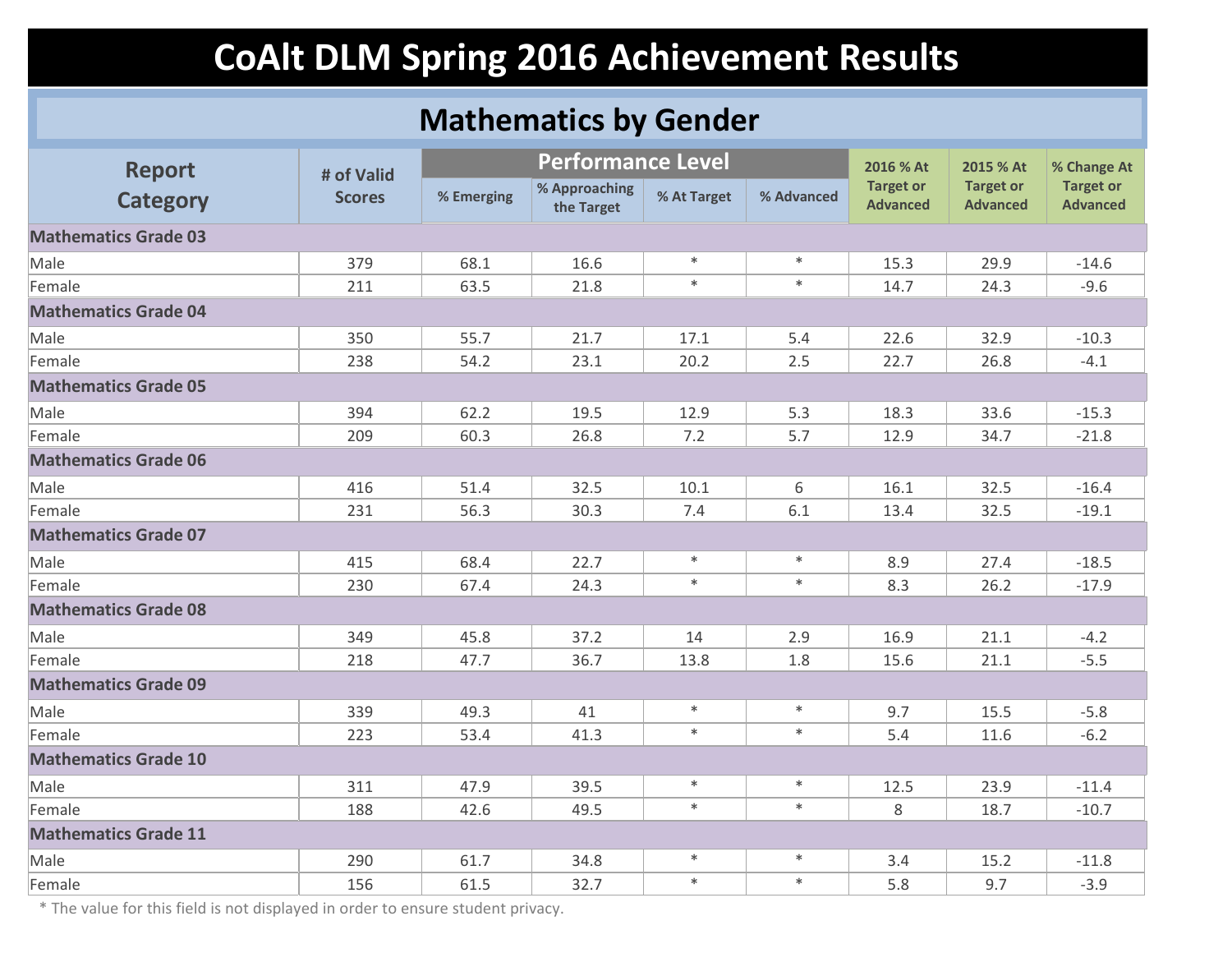# CoAlt DLM Spring 2016 Achievement Results

## Mathematics by Gender

| Report Category | # of Valid Scores | Performance Level | | | | 2016 % At Target or Advanced | 2015 % At Target or Advanced | % Change At Target or Advanced |
|---|---|---|---|---|---|---|---|---|
| | | % Emerging | % Approaching the Target | % At Target | % Advanced | | | |
| **Mathematics Grade 03** | | | | | | | | |
| Male | 379 | 68.1 | 16.6 | * | * | 15.3 | 29.9 | -14.6 |
| Female | 211 | 63.5 | 21.8 | * | * | 14.7 | 24.3 | -9.6 |
| **Mathematics Grade 04** | | | | | | | | |
| Male | 350 | 55.7 | 21.7 | 17.1 | 5.4 | 22.6 | 32.9 | -10.3 |
| Female | 238 | 54.2 | 23.1 | 20.2 | 2.5 | 22.7 | 26.8 | -4.1 |
| **Mathematics Grade 05** | | | | | | | | |
| Male | 394 | 62.2 | 19.5 | 12.9 | 5.3 | 18.3 | 33.6 | -15.3 |
| Female | 209 | 60.3 | 26.8 | 7.2 | 5.7 | 12.9 | 34.7 | -21.8 |
| **Mathematics Grade 06** | | | | | | | | |
| Male | 416 | 51.4 | 32.5 | 10.1 | 6 | 16.1 | 32.5 | -16.4 |
| Female | 231 | 56.3 | 30.3 | 7.4 | 6.1 | 13.4 | 32.5 | -19.1 |
| **Mathematics Grade 07** | | | | | | | | |
| Male | 415 | 68.4 | 22.7 | * | * | 8.9 | 27.4 | -18.5 |
| Female | 230 | 67.4 | 24.3 | * | * | 8.3 | 26.2 | -17.9 |
| **Mathematics Grade 08** | | | | | | | | |
| Male | 349 | 45.8 | 37.2 | 14 | 2.9 | 16.9 | 21.1 | -4.2 |
| Female | 218 | 47.7 | 36.7 | 13.8 | 1.8 | 15.6 | 21.1 | -5.5 |
| **Mathematics Grade 09** | | | | | | | | |
| Male | 339 | 49.3 | 41 | * | * | 9.7 | 15.5 | -5.8 |
| Female | 223 | 53.4 | 41.3 | * | * | 5.4 | 11.6 | -6.2 |
| **Mathematics Grade 10** | | | | | | | | |
| Male | 311 | 47.9 | 39.5 | * | * | 12.5 | 23.9 | -11.4 |
| Female | 188 | 42.6 | 49.5 | * | * | 8 | 18.7 | -10.7 |
| **Mathematics Grade 11** | | | | | | | | |
| Male | 290 | 61.7 | 34.8 | * | * | 3.4 | 15.2 | -11.8 |
| Female | 156 | 61.5 | 32.7 | * | * | 5.8 | 9.7 | -3.9 |

* The value for this field is not displayed in order to ensure student privacy.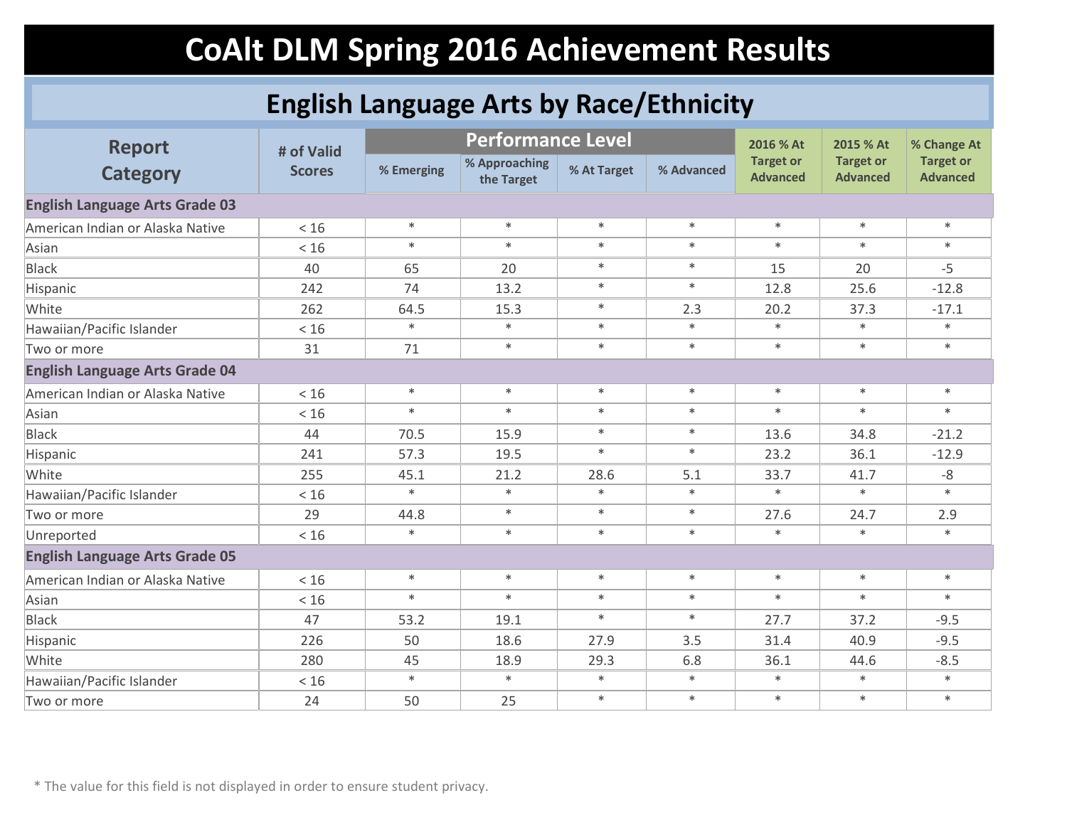# CoAlt DLM Spring 2016 Achievement Results

## English Language Arts by Race/Ethnicity

| Report Category | # of Valid Scores | Performance Level | | | | 2016 % At Target or Advanced | 2015 % At Target or Advanced | % Change At Target or Advanced |
|---|---|---|---|---|---|---|---|---|
| | | % Emerging | % Approaching the Target | % At Target | % Advanced | | | |
| **English Language Arts Grade 03** | | | | | | | | |
| American Indian or Alaska Native | < 16 | * | * | * | * | * | * | * |
| Asian | < 16 | * | * | * | * | * | * | * |
| Black | 40 | 65 | 20 | * | * | 15 | 20 | -5 |
| Hispanic | 242 | 74 | 13.2 | * | * | 12.8 | 25.6 | -12.8 |
| White | 262 | 64.5 | 15.3 | * | 2.3 | 20.2 | 37.3 | -17.1 |
| Hawaiian/Pacific Islander | < 16 | * | * | * | * | * | * | * |
| Two or more | 31 | 71 | * | * | * | * | * | * |
| **English Language Arts Grade 04** | | | | | | | | |
| American Indian or Alaska Native | < 16 | * | * | * | * | * | * | * |
| Asian | < 16 | * | * | * | * | * | * | * |
| Black | 44 | 70.5 | 15.9 | * | * | 13.6 | 34.8 | -21.2 |
| Hispanic | 241 | 57.3 | 19.5 | * | * | 23.2 | 36.1 | -12.9 |
| White | 255 | 45.1 | 21.2 | 28.6 | 5.1 | 33.7 | 41.7 | -8 |
| Hawaiian/Pacific Islander | < 16 | * | * | * | * | * | * | * |
| Two or more | 29 | 44.8 | * | * | * | 27.6 | 24.7 | 2.9 |
| Unreported | < 16 | * | * | * | * | * | * | * |
| **English Language Arts Grade 05** | | | | | | | | |
| American Indian or Alaska Native | < 16 | * | * | * | * | * | * | * |
| Asian | < 16 | * | * | * | * | * | * | * |
| Black | 47 | 53.2 | 19.1 | * | * | 27.7 | 37.2 | -9.5 |
| Hispanic | 226 | 50 | 18.6 | 27.9 | 3.5 | 31.4 | 40.9 | -9.5 |
| White | 280 | 45 | 18.9 | 29.3 | 6.8 | 36.1 | 44.6 | -8.5 |
| Hawaiian/Pacific Islander | < 16 | * | * | * | * | * | * | * |
| Two or more | 24 | 50 | 25 | * | * | * | * | * |

* The value for this field is not displayed in order to ensure student privacy.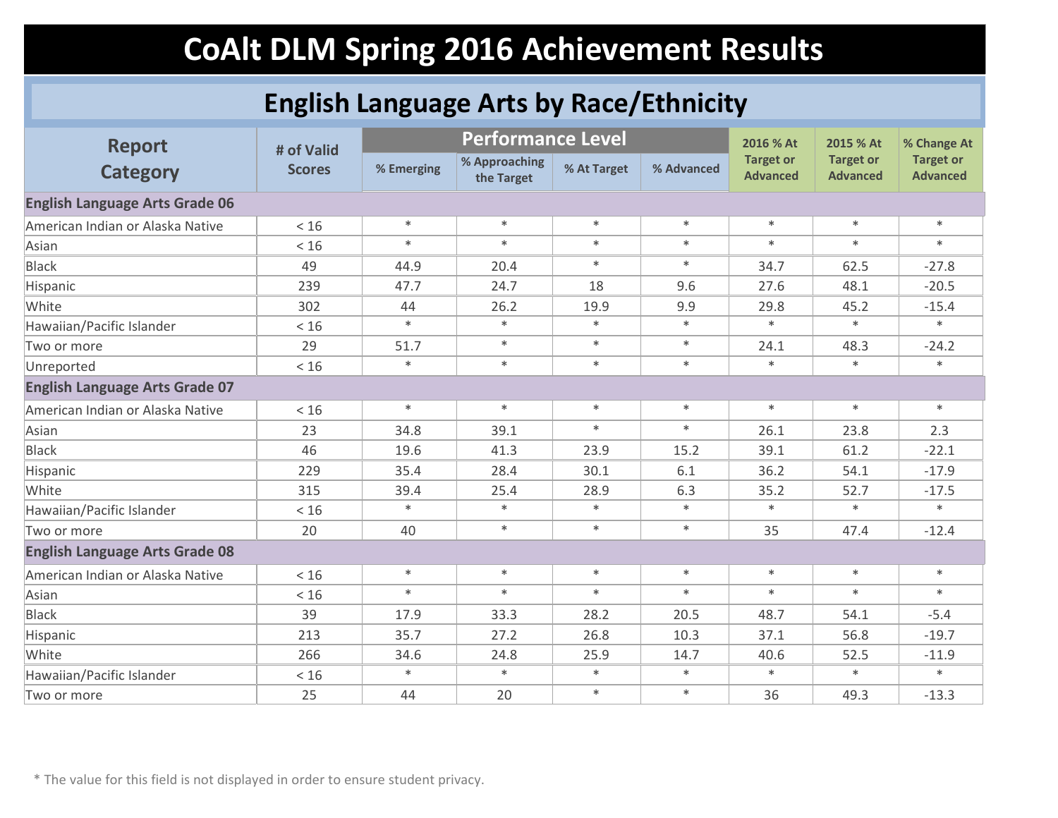# CoAlt DLM Spring 2016 Achievement Results

## English Language Arts by Race/Ethnicity

| Report Category | # of Valid Scores | Performance Level | | | | 2016 % At Target or Advanced | 2015 % At Target or Advanced | % Change At Target or Advanced |
|---|---|---|---|---|---|---|---|---|
| | | % Emerging | % Approaching the Target | % At Target | % Advanced | | | |
| **English Language Arts Grade 06** | | | | | | | | |
| American Indian or Alaska Native | < 16 | * | * | * | * | * | * | * |
| Asian | < 16 | * | * | * | * | * | * | * |
| Black | 49 | 44.9 | 20.4 | * | * | 34.7 | 62.5 | -27.8 |
| Hispanic | 239 | 47.7 | 24.7 | 18 | 9.6 | 27.6 | 48.1 | -20.5 |
| White | 302 | 44 | 26.2 | 19.9 | 9.9 | 29.8 | 45.2 | -15.4 |
| Hawaiian/Pacific Islander | < 16 | * | * | * | * | * | * | * |
| Two or more | 29 | 51.7 | * | * | * | 24.1 | 48.3 | -24.2 |
| Unreported | < 16 | * | * | * | * | * | * | * |
| **English Language Arts Grade 07** | | | | | | | | |
| American Indian or Alaska Native | < 16 | * | * | * | * | * | * | * |
| Asian | 23 | 34.8 | 39.1 | * | * | 26.1 | 23.8 | 2.3 |
| Black | 46 | 19.6 | 41.3 | 23.9 | 15.2 | 39.1 | 61.2 | -22.1 |
| Hispanic | 229 | 35.4 | 28.4 | 30.1 | 6.1 | 36.2 | 54.1 | -17.9 |
| White | 315 | 39.4 | 25.4 | 28.9 | 6.3 | 35.2 | 52.7 | -17.5 |
| Hawaiian/Pacific Islander | < 16 | * | * | * | * | * | * | * |
| Two or more | 20 | 40 | * | * | * | 35 | 47.4 | -12.4 |
| **English Language Arts Grade 08** | | | | | | | | |
| American Indian or Alaska Native | < 16 | * | * | * | * | * | * | * |
| Asian | < 16 | * | * | * | * | * | * | * |
| Black | 39 | 17.9 | 33.3 | 28.2 | 20.5 | 48.7 | 54.1 | -5.4 |
| Hispanic | 213 | 35.7 | 27.2 | 26.8 | 10.3 | 37.1 | 56.8 | -19.7 |
| White | 266 | 34.6 | 24.8 | 25.9 | 14.7 | 40.6 | 52.5 | -11.9 |
| Hawaiian/Pacific Islander | < 16 | * | * | * | * | * | * | * |
| Two or more | 25 | 44 | 20 | * | * | 36 | 49.3 | -13.3 |

* The value for this field is not displayed in order to ensure student privacy.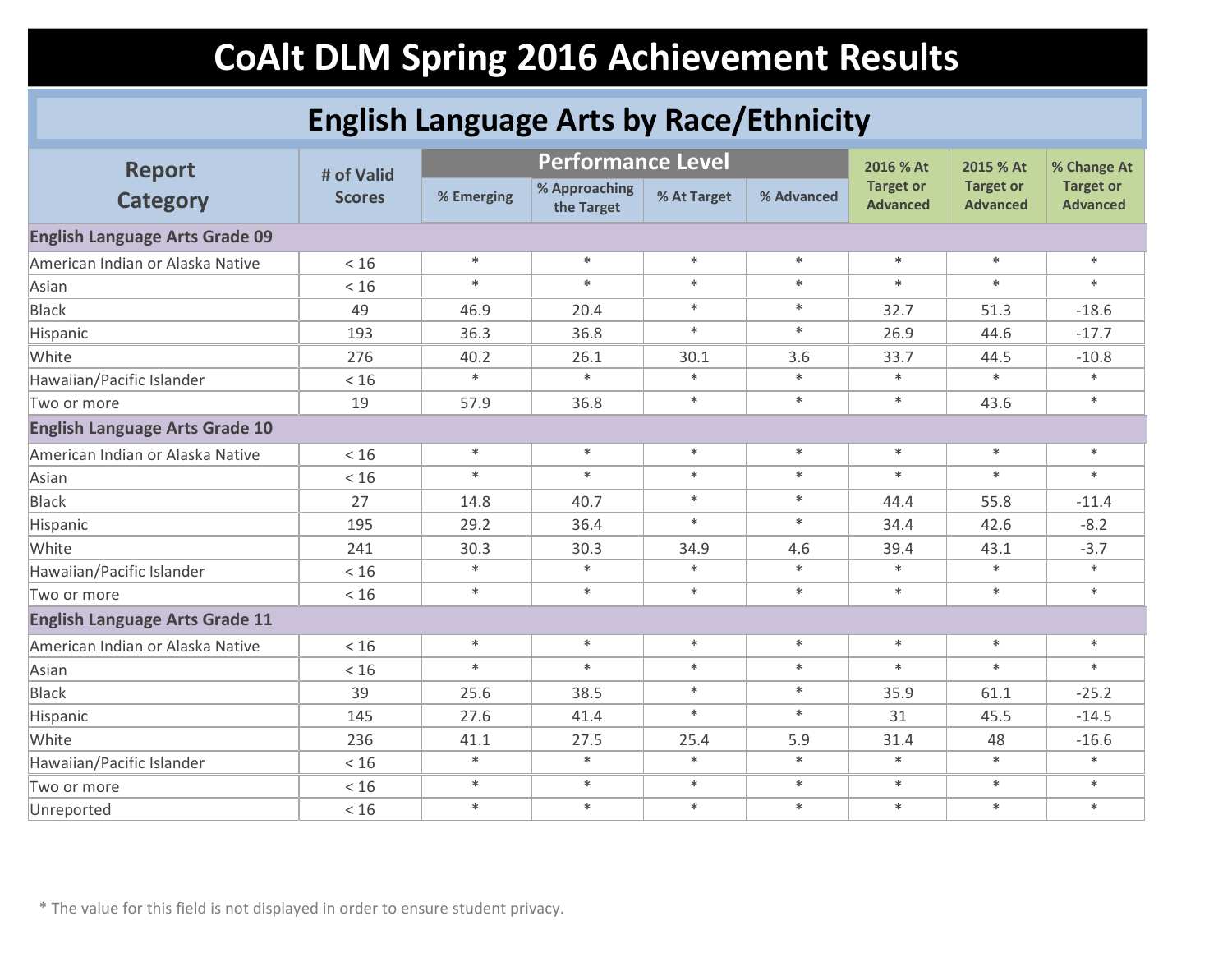# CoAlt DLM Spring 2016 Achievement Results

## English Language Arts by Race/Ethnicity

| Report Category | # of Valid Scores | Performance Level | | | | 2016 % At Target or Advanced | 2015 % At Target or Advanced | % Change At Target or Advanced |
|---|---|---|---|---|---|---|---|---|
| | | % Emerging | % Approaching the Target | % At Target | % Advanced | | | |
| **English Language Arts Grade 09** | | | | | | | | |
| American Indian or Alaska Native | < 16 | * | * | * | * | * | * | * |
| Asian | < 16 | * | * | * | * | * | * | * |
| Black | 49 | 46.9 | 20.4 | * | * | 32.7 | 51.3 | -18.6 |
| Hispanic | 193 | 36.3 | 36.8 | * | * | 26.9 | 44.6 | -17.7 |
| White | 276 | 40.2 | 26.1 | 30.1 | 3.6 | 33.7 | 44.5 | -10.8 |
| Hawaiian/Pacific Islander | < 16 | * | * | * | * | * | * | * |
| Two or more | 19 | 57.9 | 36.8 | * | * | * | 43.6 | * |
| **English Language Arts Grade 10** | | | | | | | | |
| American Indian or Alaska Native | < 16 | * | * | * | * | * | * | * |
| Asian | < 16 | * | * | * | * | * | * | * |
| Black | 27 | 14.8 | 40.7 | * | * | 44.4 | 55.8 | -11.4 |
| Hispanic | 195 | 29.2 | 36.4 | * | * | 34.4 | 42.6 | -8.2 |
| White | 241 | 30.3 | 30.3 | 34.9 | 4.6 | 39.4 | 43.1 | -3.7 |
| Hawaiian/Pacific Islander | < 16 | * | * | * | * | * | * | * |
| Two or more | < 16 | * | * | * | * | * | * | * |
| **English Language Arts Grade 11** | | | | | | | | |
| American Indian or Alaska Native | < 16 | * | * | * | * | * | * | * |
| Asian | < 16 | * | * | * | * | * | * | * |
| Black | 39 | 25.6 | 38.5 | * | * | 35.9 | 61.1 | -25.2 |
| Hispanic | 145 | 27.6 | 41.4 | * | * | 31 | 45.5 | -14.5 |
| White | 236 | 41.1 | 27.5 | 25.4 | 5.9 | 31.4 | 48 | -16.6 |
| Hawaiian/Pacific Islander | < 16 | * | * | * | * | * | * | * |
| Two or more | < 16 | * | * | * | * | * | * | * |
| Unreported | < 16 | * | * | * | * | * | * | * |

* The value for this field is not displayed in order to ensure student privacy.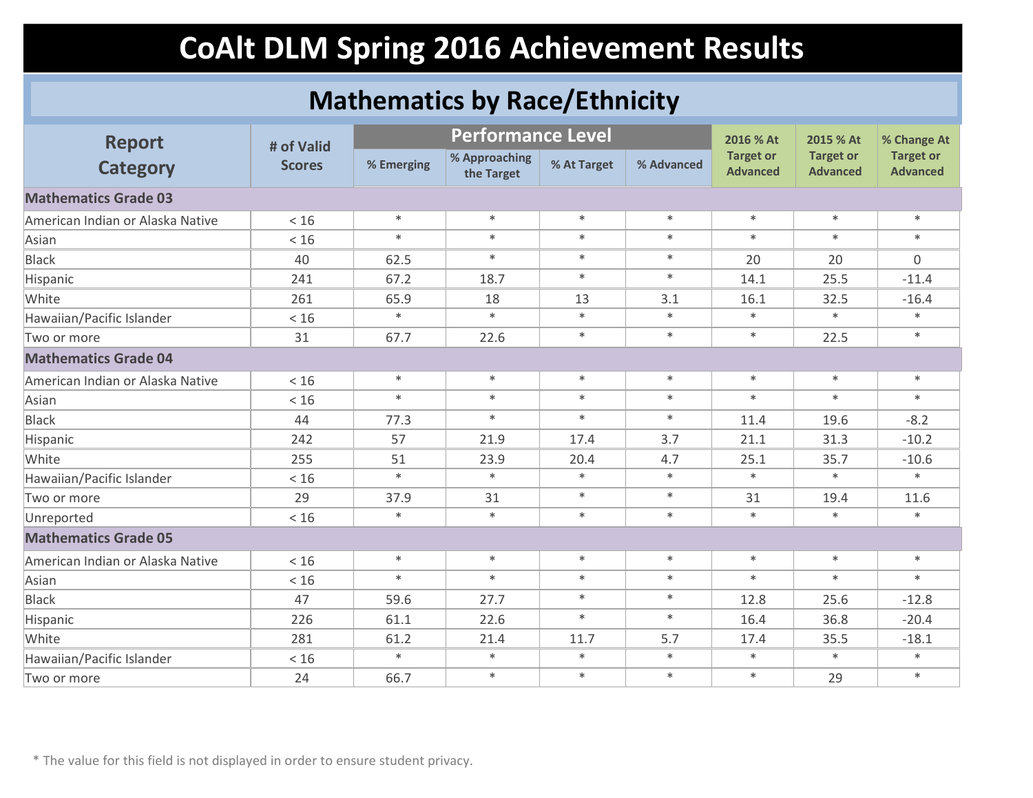# CoAlt DLM Spring 2016 Achievement Results

## Mathematics by Race/Ethnicity

| Report Category | # of Valid Scores | Performance Level | | | | 2016 % At Target or Advanced | 2015 % At Target or Advanced | % Change At Target or Advanced |
|---|---|---|---|---|---|---|---|---|
| | | % Emerging | % Approaching the Target | % At Target | % Advanced | | | |
| **Mathematics Grade 03** | | | | | | | | |
| American Indian or Alaska Native | < 16 | * | * | * | * | * | * | * |
| Asian | < 16 | * | * | * | * | * | * | * |
| Black | 40 | 62.5 | * | * | * | 20 | 20 | 0 |
| Hispanic | 241 | 67.2 | 18.7 | * | * | 14.1 | 25.5 | -11.4 |
| White | 261 | 65.9 | 18 | 13 | 3.1 | 16.1 | 32.5 | -16.4 |
| Hawaiian/Pacific Islander | < 16 | * | * | * | * | * | * | * |
| Two or more | 31 | 67.7 | 22.6 | * | * | * | 22.5 | * |
| **Mathematics Grade 04** | | | | | | | | |
| American Indian or Alaska Native | < 16 | * | * | * | * | * | * | * |
| Asian | < 16 | * | * | * | * | * | * | * |
| Black | 44 | 77.3 | * | * | * | 11.4 | 19.6 | -8.2 |
| Hispanic | 242 | 57 | 21.9 | 17.4 | 3.7 | 21.1 | 31.3 | -10.2 |
| White | 255 | 51 | 23.9 | 20.4 | 4.7 | 25.1 | 35.7 | -10.6 |
| Hawaiian/Pacific Islander | < 16 | * | * | * | * | * | * | * |
| Two or more | 29 | 37.9 | 31 | * | * | 31 | 19.4 | 11.6 |
| Unreported | < 16 | * | * | * | * | * | * | * |
| **Mathematics Grade 05** | | | | | | | | |
| American Indian or Alaska Native | < 16 | * | * | * | * | * | * | * |
| Asian | < 16 | * | * | * | * | * | * | * |
| Black | 47 | 59.6 | 27.7 | * | * | 12.8 | 25.6 | -12.8 |
| Hispanic | 226 | 61.1 | 22.6 | * | * | 16.4 | 36.8 | -20.4 |
| White | 281 | 61.2 | 21.4 | 11.7 | 5.7 | 17.4 | 35.5 | -18.1 |
| Hawaiian/Pacific Islander | < 16 | * | * | * | * | * | * | * |
| Two or more | 24 | 66.7 | * | * | * | * | 29 | * |

* The value for this field is not displayed in order to ensure student privacy.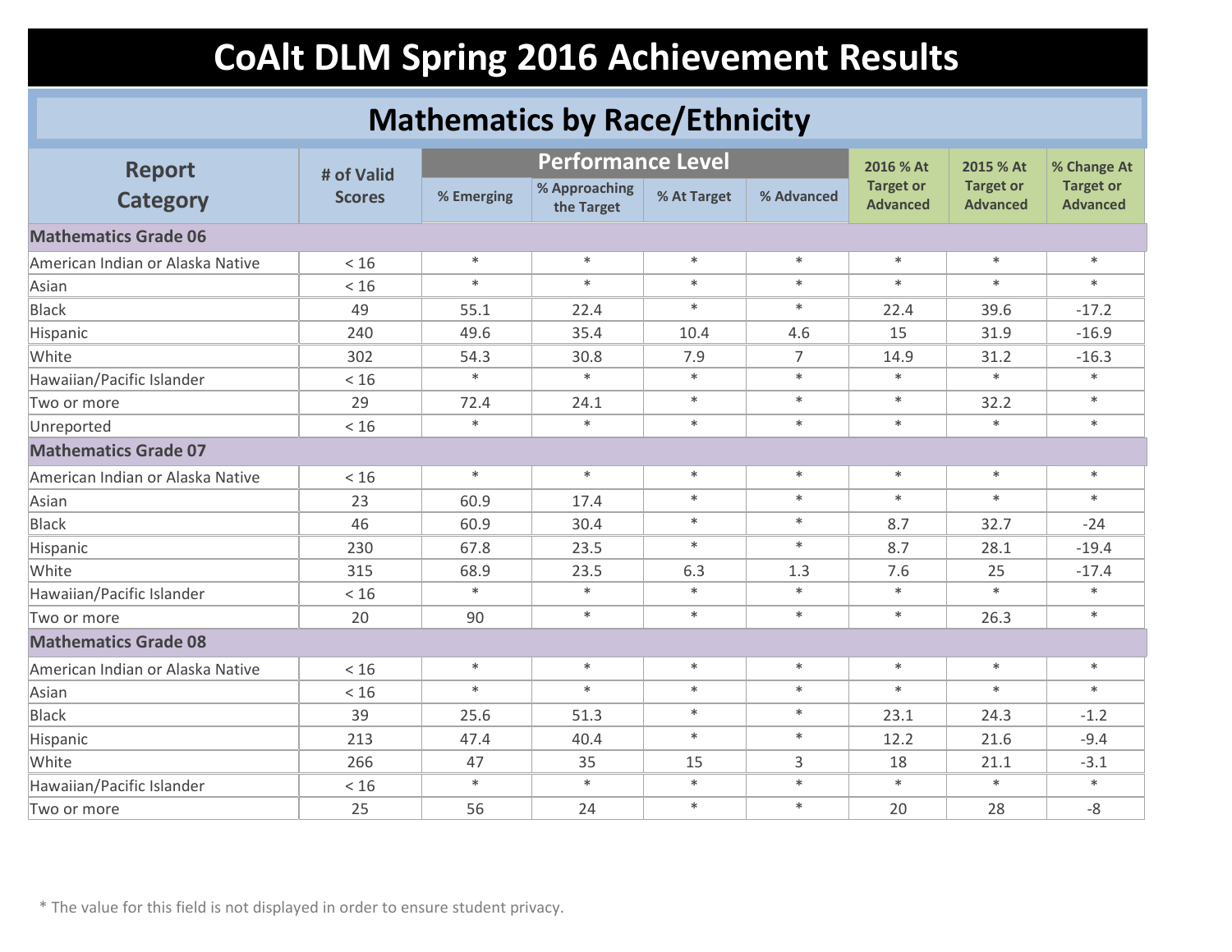# CoAlt DLM Spring 2016 Achievement Results

## Mathematics by Race/Ethnicity

| Report Category | # of Valid Scores | Performance Level | | | | 2016 % At Target or Advanced | 2015 % At Target or Advanced | % Change At Target or Advanced |
|---|---|---|---|---|---|---|---|---|
| | | % Emerging | % Approaching the Target | % At Target | % Advanced | | | |
| **Mathematics Grade 06** | | | | | | | | |
| American Indian or Alaska Native | < 16 | * | * | * | * | * | * | * |
| Asian | < 16 | * | * | * | * | * | * | * |
| Black | 49 | 55.1 | 22.4 | * | * | 22.4 | 39.6 | -17.2 |
| Hispanic | 240 | 49.6 | 35.4 | 10.4 | 4.6 | 15 | 31.9 | -16.9 |
| White | 302 | 54.3 | 30.8 | 7.9 | 7 | 14.9 | 31.2 | -16.3 |
| Hawaiian/Pacific Islander | < 16 | * | * | * | * | * | * | * |
| Two or more | 29 | 72.4 | 24.1 | * | * | * | 32.2 | * |
| Unreported | < 16 | * | * | * | * | * | * | * |
| **Mathematics Grade 07** | | | | | | | | |
| American Indian or Alaska Native | < 16 | * | * | * | * | * | * | * |
| Asian | 23 | 60.9 | 17.4 | * | * | * | * | * |
| Black | 46 | 60.9 | 30.4 | * | * | 8.7 | 32.7 | -24 |
| Hispanic | 230 | 67.8 | 23.5 | * | * | 8.7 | 28.1 | -19.4 |
| White | 315 | 68.9 | 23.5 | 6.3 | 1.3 | 7.6 | 25 | -17.4 |
| Hawaiian/Pacific Islander | < 16 | * | * | * | * | * | * | * |
| Two or more | 20 | 90 | * | * | * | * | 26.3 | * |
| **Mathematics Grade 08** | | | | | | | | |
| American Indian or Alaska Native | < 16 | * | * | * | * | * | * | * |
| Asian | < 16 | * | * | * | * | * | * | * |
| Black | 39 | 25.6 | 51.3 | * | * | 23.1 | 24.3 | -1.2 |
| Hispanic | 213 | 47.4 | 40.4 | * | * | 12.2 | 21.6 | -9.4 |
| White | 266 | 47 | 35 | 15 | 3 | 18 | 21.1 | -3.1 |
| Hawaiian/Pacific Islander | < 16 | * | * | * | * | * | * | * |
| Two or more | 25 | 56 | 24 | * | * | 20 | 28 | -8 |

* The value for this field is not displayed in order to ensure student privacy.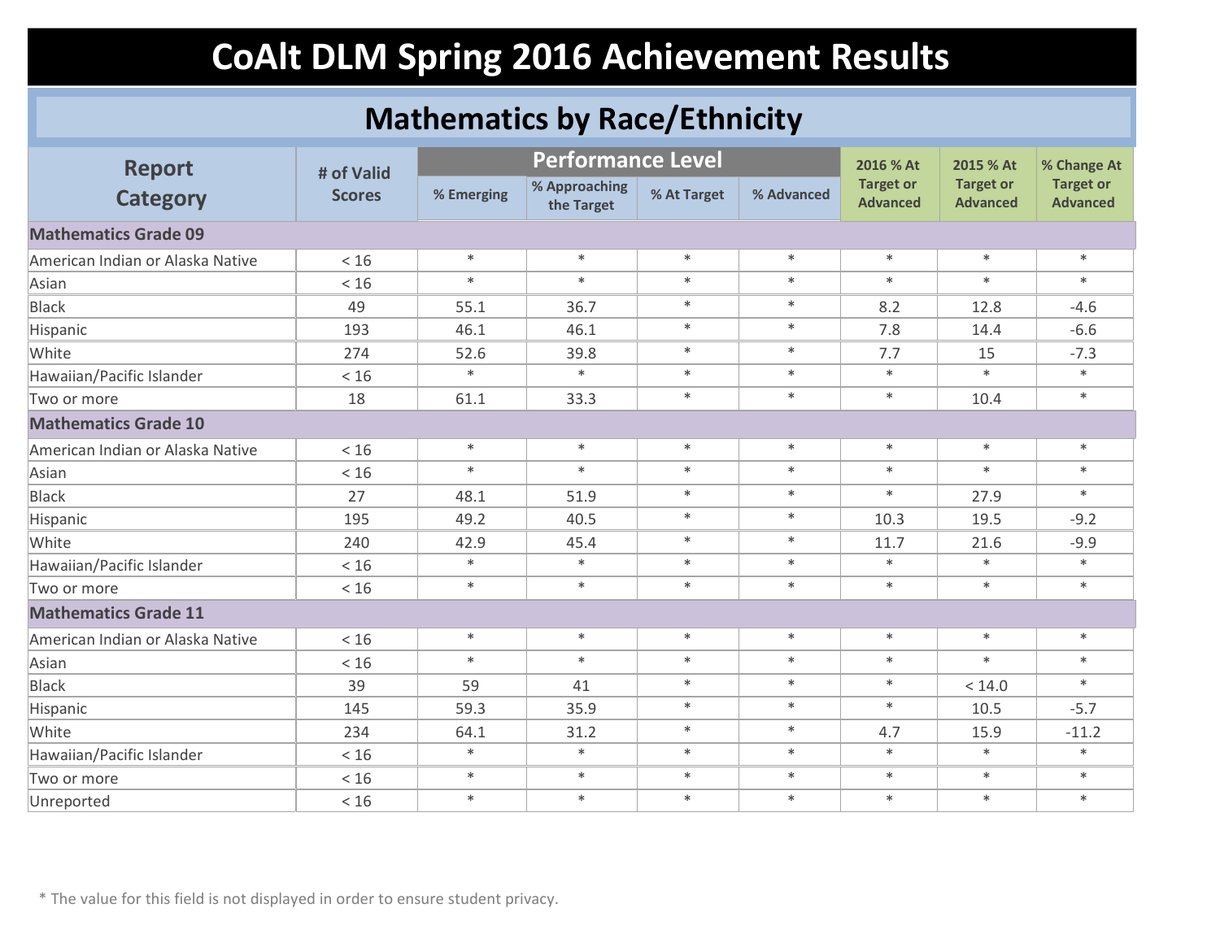# CoAlt DLM Spring 2016 Achievement Results

## Mathematics by Race/Ethnicity

| Report Category | # of Valid Scores | Performance Level | | | | 2016 % At Target or Advanced | 2015 % At Target or Advanced | % Change At Target or Advanced |
|---|---|---|---|---|---|---|---|---|
| | | % Emerging | % Approaching the Target | % At Target | % Advanced | | | |
| **Mathematics Grade 09** | | | | | | | | |
| American Indian or Alaska Native | < 16 | * | * | * | * | * | * | * |
| Asian | < 16 | * | * | * | * | * | * | * |
| Black | 49 | 55.1 | 36.7 | * | * | 8.2 | 12.8 | -4.6 |
| Hispanic | 193 | 46.1 | 46.1 | * | * | 7.8 | 14.4 | -6.6 |
| White | 274 | 52.6 | 39.8 | * | * | 7.7 | 15 | -7.3 |
| Hawaiian/Pacific Islander | < 16 | * | * | * | * | * | * | * |
| Two or more | 18 | 61.1 | 33.3 | * | * | * | 10.4 | * |
| **Mathematics Grade 10** | | | | | | | | |
| American Indian or Alaska Native | < 16 | * | * | * | * | * | * | * |
| Asian | < 16 | * | * | * | * | * | * | * |
| Black | 27 | 48.1 | 51.9 | * | * | * | 27.9 | * |
| Hispanic | 195 | 49.2 | 40.5 | * | * | 10.3 | 19.5 | -9.2 |
| White | 240 | 42.9 | 45.4 | * | * | 11.7 | 21.6 | -9.9 |
| Hawaiian/Pacific Islander | < 16 | * | * | * | * | * | * | * |
| Two or more | < 16 | * | * | * | * | * | * | * |
| **Mathematics Grade 11** | | | | | | | | |
| American Indian or Alaska Native | < 16 | * | * | * | * | * | * | * |
| Asian | < 16 | * | * | * | * | * | * | * |
| Black | 39 | 59 | 41 | * | * | * | < 14.0 | * |
| Hispanic | 145 | 59.3 | 35.9 | * | * | * | 10.5 | -5.7 |
| White | 234 | 64.1 | 31.2 | * | * | 4.7 | 15.9 | -11.2 |
| Hawaiian/Pacific Islander | < 16 | * | * | * | * | * | * | * |
| Two or more | < 16 | * | * | * | * | * | * | * |
| Unreported | < 16 | * | * | * | * | * | * | * |

* The value for this field is not displayed in order to ensure student privacy.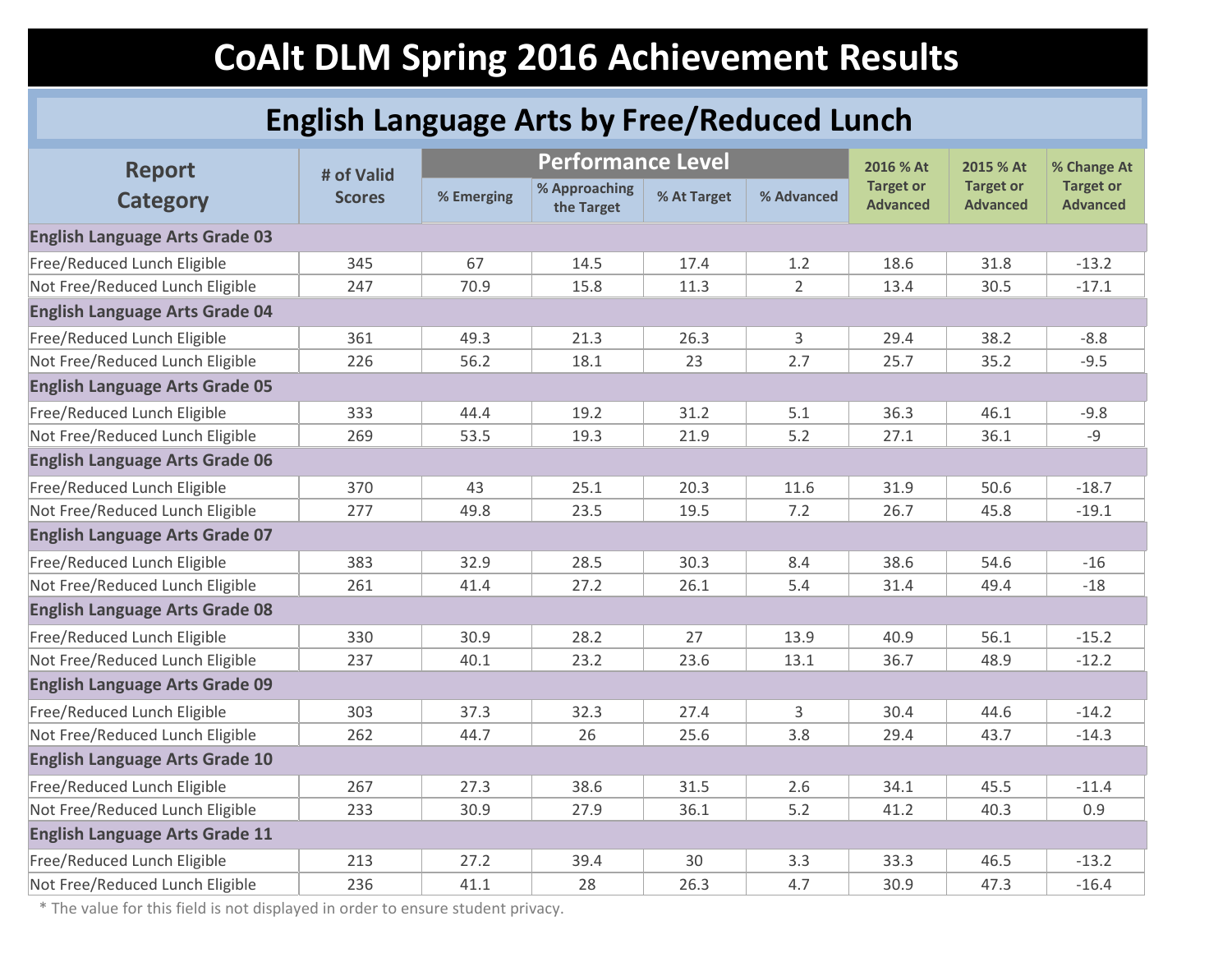# CoAlt DLM Spring 2016 Achievement Results

## English Language Arts by Free/Reduced Lunch

| Report Category | # of Valid Scores | Performance Level | | | | 2016 % At Target or Advanced | 2015 % At Target or Advanced | % Change At Target or Advanced |
|---|---|---|---|---|---|---|---|---|
| | | % Emerging | % Approaching the Target | % At Target | % Advanced | | | |
| **English Language Arts Grade 03** | | | | | | | | |
| Free/Reduced Lunch Eligible | 345 | 67 | 14.5 | 17.4 | 1.2 | 18.6 | 31.8 | -13.2 |
| Not Free/Reduced Lunch Eligible | 247 | 70.9 | 15.8 | 11.3 | 2 | 13.4 | 30.5 | -17.1 |
| **English Language Arts Grade 04** | | | | | | | | |
| Free/Reduced Lunch Eligible | 361 | 49.3 | 21.3 | 26.3 | 3 | 29.4 | 38.2 | -8.8 |
| Not Free/Reduced Lunch Eligible | 226 | 56.2 | 18.1 | 23 | 2.7 | 25.7 | 35.2 | -9.5 |
| **English Language Arts Grade 05** | | | | | | | | |
| Free/Reduced Lunch Eligible | 333 | 44.4 | 19.2 | 31.2 | 5.1 | 36.3 | 46.1 | -9.8 |
| Not Free/Reduced Lunch Eligible | 269 | 53.5 | 19.3 | 21.9 | 5.2 | 27.1 | 36.1 | -9 |
| **English Language Arts Grade 06** | | | | | | | | |
| Free/Reduced Lunch Eligible | 370 | 43 | 25.1 | 20.3 | 11.6 | 31.9 | 50.6 | -18.7 |
| Not Free/Reduced Lunch Eligible | 277 | 49.8 | 23.5 | 19.5 | 7.2 | 26.7 | 45.8 | -19.1 |
| **English Language Arts Grade 07** | | | | | | | | |
| Free/Reduced Lunch Eligible | 383 | 32.9 | 28.5 | 30.3 | 8.4 | 38.6 | 54.6 | -16 |
| Not Free/Reduced Lunch Eligible | 261 | 41.4 | 27.2 | 26.1 | 5.4 | 31.4 | 49.4 | -18 |
| **English Language Arts Grade 08** | | | | | | | | |
| Free/Reduced Lunch Eligible | 330 | 30.9 | 28.2 | 27 | 13.9 | 40.9 | 56.1 | -15.2 |
| Not Free/Reduced Lunch Eligible | 237 | 40.1 | 23.2 | 23.6 | 13.1 | 36.7 | 48.9 | -12.2 |
| **English Language Arts Grade 09** | | | | | | | | |
| Free/Reduced Lunch Eligible | 303 | 37.3 | 32.3 | 27.4 | 3 | 30.4 | 44.6 | -14.2 |
| Not Free/Reduced Lunch Eligible | 262 | 44.7 | 26 | 25.6 | 3.8 | 29.4 | 43.7 | -14.3 |
| **English Language Arts Grade 10** | | | | | | | | |
| Free/Reduced Lunch Eligible | 267 | 27.3 | 38.6 | 31.5 | 2.6 | 34.1 | 45.5 | -11.4 |
| Not Free/Reduced Lunch Eligible | 233 | 30.9 | 27.9 | 36.1 | 5.2 | 41.2 | 40.3 | 0.9 |
| **English Language Arts Grade 11** | | | | | | | | |
| Free/Reduced Lunch Eligible | 213 | 27.2 | 39.4 | 30 | 3.3 | 33.3 | 46.5 | -13.2 |
| Not Free/Reduced Lunch Eligible | 236 | 41.1 | 28 | 26.3 | 4.7 | 30.9 | 47.3 | -16.4 |

* The value for this field is not displayed in order to ensure student privacy.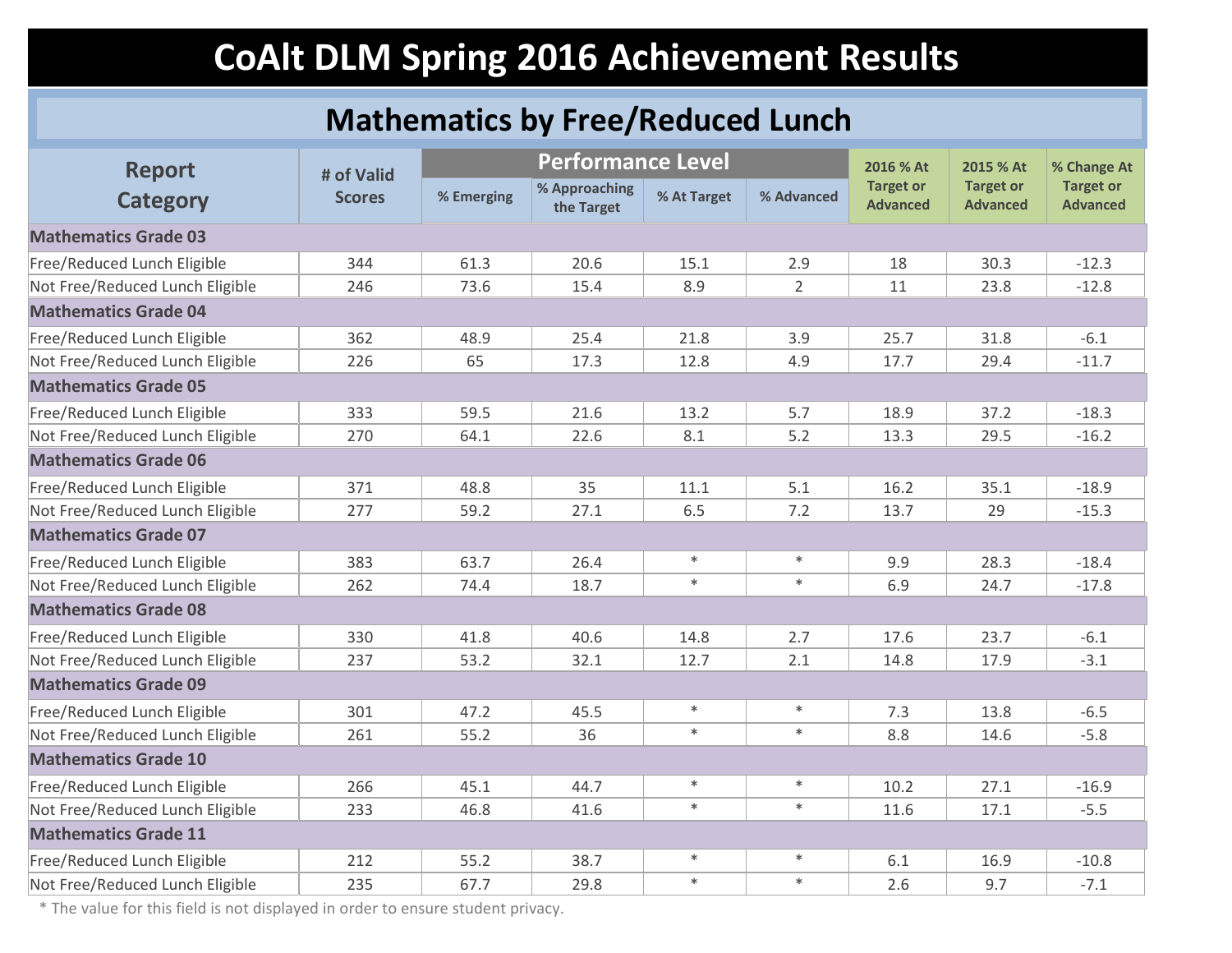# CoAlt DLM Spring 2016 Achievement Results

## Mathematics by Free/Reduced Lunch

| Report Category | # of Valid Scores | Performance Level | | | | 2016 % At Target or Advanced | 2015 % At Target or Advanced | % Change At Target or Advanced |
|---|---|---|---|---|---|---|---|---|
| | | % Emerging | % Approaching the Target | % At Target | % Advanced | | | |
| **Mathematics Grade 03** | | | | | | | | |
| Free/Reduced Lunch Eligible | 344 | 61.3 | 20.6 | 15.1 | 2.9 | 18 | 30.3 | -12.3 |
| Not Free/Reduced Lunch Eligible | 246 | 73.6 | 15.4 | 8.9 | 2 | 11 | 23.8 | -12.8 |
| **Mathematics Grade 04** | | | | | | | | |
| Free/Reduced Lunch Eligible | 362 | 48.9 | 25.4 | 21.8 | 3.9 | 25.7 | 31.8 | -6.1 |
| Not Free/Reduced Lunch Eligible | 226 | 65 | 17.3 | 12.8 | 4.9 | 17.7 | 29.4 | -11.7 |
| **Mathematics Grade 05** | | | | | | | | |
| Free/Reduced Lunch Eligible | 333 | 59.5 | 21.6 | 13.2 | 5.7 | 18.9 | 37.2 | -18.3 |
| Not Free/Reduced Lunch Eligible | 270 | 64.1 | 22.6 | 8.1 | 5.2 | 13.3 | 29.5 | -16.2 |
| **Mathematics Grade 06** | | | | | | | | |
| Free/Reduced Lunch Eligible | 371 | 48.8 | 35 | 11.1 | 5.1 | 16.2 | 35.1 | -18.9 |
| Not Free/Reduced Lunch Eligible | 277 | 59.2 | 27.1 | 6.5 | 7.2 | 13.7 | 29 | -15.3 |
| **Mathematics Grade 07** | | | | | | | | |
| Free/Reduced Lunch Eligible | 383 | 63.7 | 26.4 | * | * | 9.9 | 28.3 | -18.4 |
| Not Free/Reduced Lunch Eligible | 262 | 74.4 | 18.7 | * | * | 6.9 | 24.7 | -17.8 |
| **Mathematics Grade 08** | | | | | | | | |
| Free/Reduced Lunch Eligible | 330 | 41.8 | 40.6 | 14.8 | 2.7 | 17.6 | 23.7 | -6.1 |
| Not Free/Reduced Lunch Eligible | 237 | 53.2 | 32.1 | 12.7 | 2.1 | 14.8 | 17.9 | -3.1 |
| **Mathematics Grade 09** | | | | | | | | |
| Free/Reduced Lunch Eligible | 301 | 47.2 | 45.5 | * | * | 7.3 | 13.8 | -6.5 |
| Not Free/Reduced Lunch Eligible | 261 | 55.2 | 36 | * | * | 8.8 | 14.6 | -5.8 |
| **Mathematics Grade 10** | | | | | | | | |
| Free/Reduced Lunch Eligible | 266 | 45.1 | 44.7 | * | * | 10.2 | 27.1 | -16.9 |
| Not Free/Reduced Lunch Eligible | 233 | 46.8 | 41.6 | * | * | 11.6 | 17.1 | -5.5 |
| **Mathematics Grade 11** | | | | | | | | |
| Free/Reduced Lunch Eligible | 212 | 55.2 | 38.7 | * | * | 6.1 | 16.9 | -10.8 |
| Not Free/Reduced Lunch Eligible | 235 | 67.7 | 29.8 | * | * | 2.6 | 9.7 | -7.1 |

* The value for this field is not displayed in order to ensure student privacy.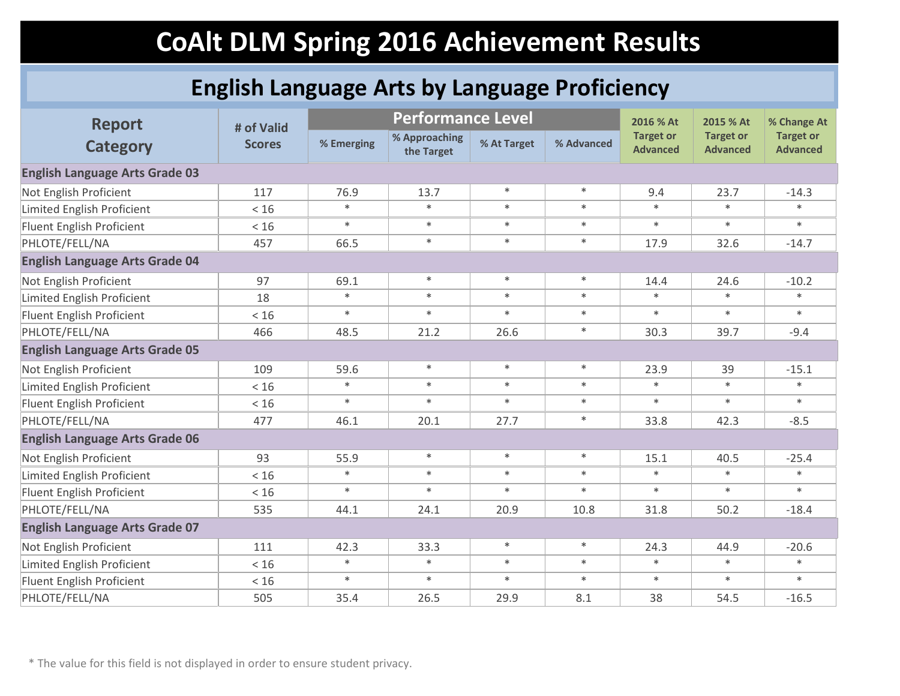# CoAlt DLM Spring 2016 Achievement Results

## English Language Arts by Language Proficiency

| Report Category | # of Valid Scores | Performance Level | | | | 2016 % At Target or Advanced | 2015 % At Target or Advanced | % Change At Target or Advanced |
|---|---|---|---|---|---|---|---|---|
| | | % Emerging | % Approaching the Target | % At Target | % Advanced | | | |
| **English Language Arts Grade 03** | | | | | | | | |
| Not English Proficient | 117 | 76.9 | 13.7 | * | * | 9.4 | 23.7 | -14.3 |
| Limited English Proficient | < 16 | * | * | * | * | * | * | * |
| Fluent English Proficient | < 16 | * | * | * | * | * | * | * |
| PHLOTE/FELL/NA | 457 | 66.5 | * | * | * | 17.9 | 32.6 | -14.7 |
| **English Language Arts Grade 04** | | | | | | | | |
| Not English Proficient | 97 | 69.1 | * | * | * | 14.4 | 24.6 | -10.2 |
| Limited English Proficient | 18 | * | * | * | * | * | * | * |
| Fluent English Proficient | < 16 | * | * | * | * | * | * | * |
| PHLOTE/FELL/NA | 466 | 48.5 | 21.2 | 26.6 | * | 30.3 | 39.7 | -9.4 |
| **English Language Arts Grade 05** | | | | | | | | |
| Not English Proficient | 109 | 59.6 | * | * | * | 23.9 | 39 | -15.1 |
| Limited English Proficient | < 16 | * | * | * | * | * | * | * |
| Fluent English Proficient | < 16 | * | * | * | * | * | * | * |
| PHLOTE/FELL/NA | 477 | 46.1 | 20.1 | 27.7 | * | 33.8 | 42.3 | -8.5 |
| **English Language Arts Grade 06** | | | | | | | | |
| Not English Proficient | 93 | 55.9 | * | * | * | 15.1 | 40.5 | -25.4 |
| Limited English Proficient | < 16 | * | * | * | * | * | * | * |
| Fluent English Proficient | < 16 | * | * | * | * | * | * | * |
| PHLOTE/FELL/NA | 535 | 44.1 | 24.1 | 20.9 | 10.8 | 31.8 | 50.2 | -18.4 |
| **English Language Arts Grade 07** | | | | | | | | |
| Not English Proficient | 111 | 42.3 | 33.3 | * | * | 24.3 | 44.9 | -20.6 |
| Limited English Proficient | < 16 | * | * | * | * | * | * | * |
| Fluent English Proficient | < 16 | * | * | * | * | * | * | * |
| PHLOTE/FELL/NA | 505 | 35.4 | 26.5 | 29.9 | 8.1 | 38 | 54.5 | -16.5 |

* The value for this field is not displayed in order to ensure student privacy.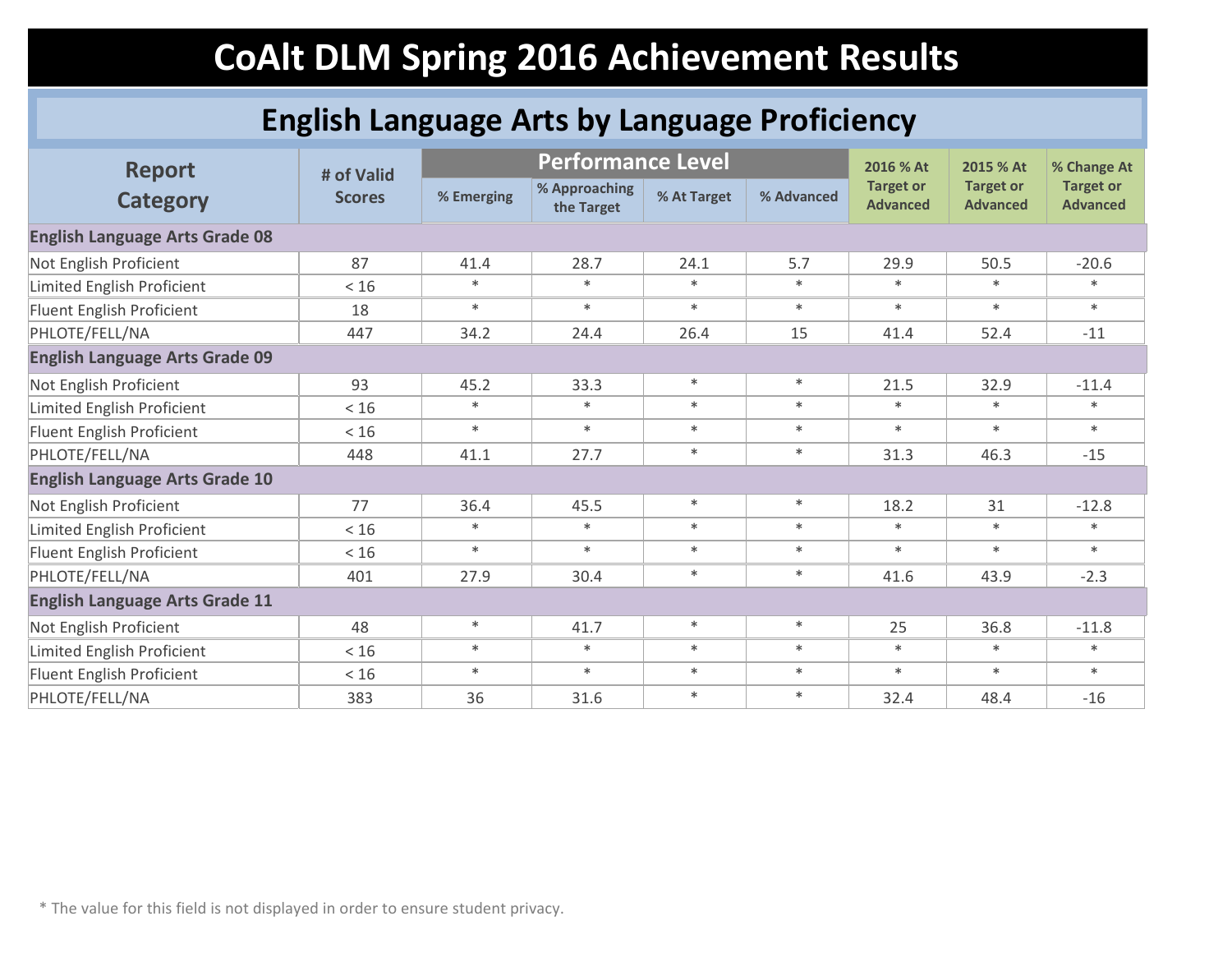# CoAlt DLM Spring 2016 Achievement Results

## English Language Arts by Language Proficiency

| Report Category | # of Valid Scores | Performance Level | | | | 2016 % At Target or Advanced | 2015 % At Target or Advanced | % Change At Target or Advanced |
|---|---|---|---|---|---|---|---|---|
| | | % Emerging | % Approaching the Target | % At Target | % Advanced | | | |
| **English Language Arts Grade 08** | | | | | | | | |
| Not English Proficient | 87 | 41.4 | 28.7 | 24.1 | 5.7 | 29.9 | 50.5 | -20.6 |
| Limited English Proficient | < 16 | * | * | * | * | * | * | * |
| Fluent English Proficient | 18 | * | * | * | * | * | * | * |
| PHLOTE/FELL/NA | 447 | 34.2 | 24.4 | 26.4 | 15 | 41.4 | 52.4 | -11 |
| **English Language Arts Grade 09** | | | | | | | | |
| Not English Proficient | 93 | 45.2 | 33.3 | * | * | 21.5 | 32.9 | -11.4 |
| Limited English Proficient | < 16 | * | * | * | * | * | * | * |
| Fluent English Proficient | < 16 | * | * | * | * | * | * | * |
| PHLOTE/FELL/NA | 448 | 41.1 | 27.7 | * | * | 31.3 | 46.3 | -15 |
| **English Language Arts Grade 10** | | | | | | | | |
| Not English Proficient | 77 | 36.4 | 45.5 | * | * | 18.2 | 31 | -12.8 |
| Limited English Proficient | < 16 | * | * | * | * | * | * | * |
| Fluent English Proficient | < 16 | * | * | * | * | * | * | * |
| PHLOTE/FELL/NA | 401 | 27.9 | 30.4 | * | * | 41.6 | 43.9 | -2.3 |
| **English Language Arts Grade 11** | | | | | | | | |
| Not English Proficient | 48 | * | 41.7 | * | * | 25 | 36.8 | -11.8 |
| Limited English Proficient | < 16 | * | * | * | * | * | * | * |
| Fluent English Proficient | < 16 | * | * | * | * | * | * | * |
| PHLOTE/FELL/NA | 383 | 36 | 31.6 | * | * | 32.4 | 48.4 | -16 |

* The value for this field is not displayed in order to ensure student privacy.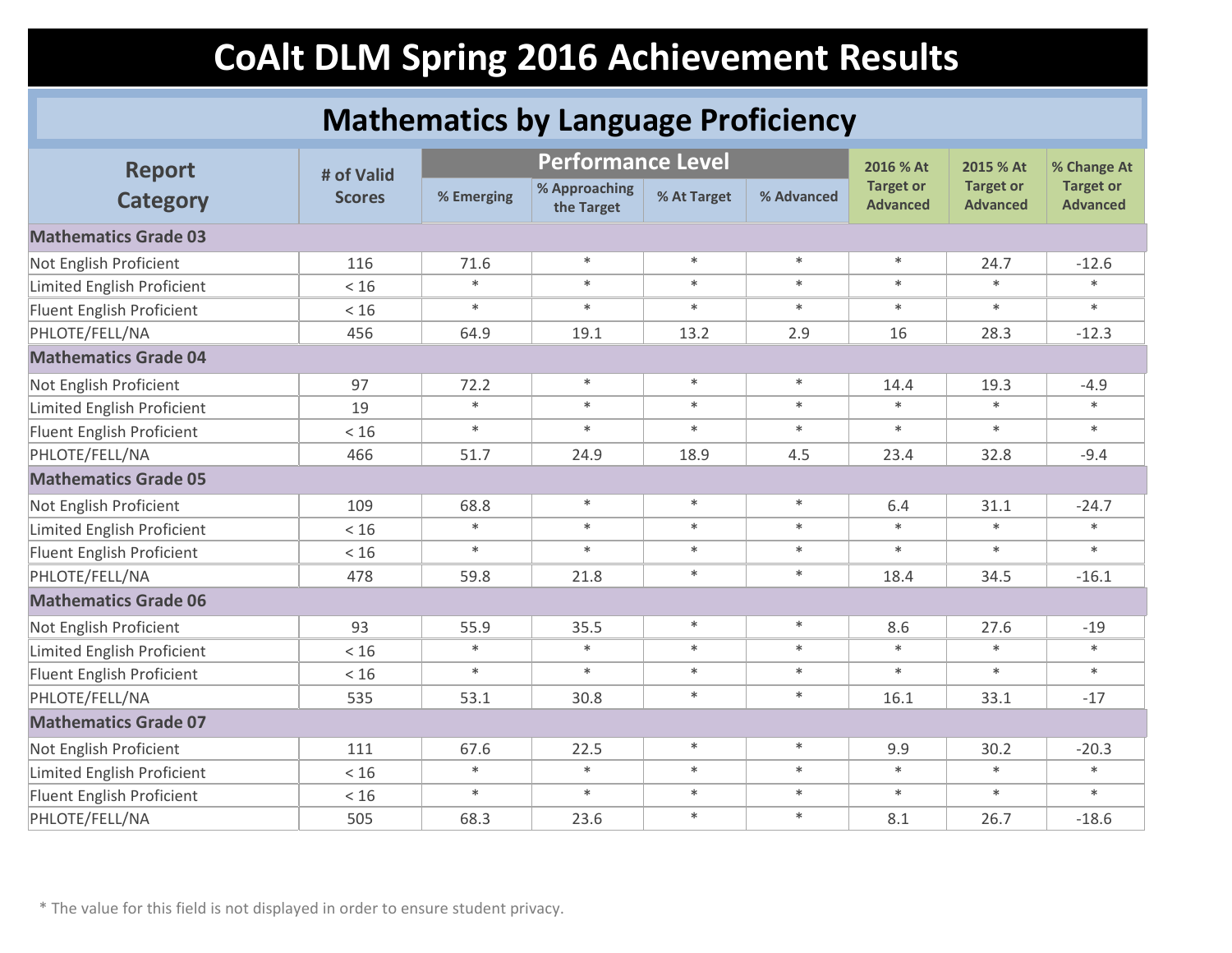# CoAlt DLM Spring 2016 Achievement Results

## Mathematics by Language Proficiency

| Report Category | # of Valid Scores | Performance Level | | | | 2016 % At Target or Advanced | 2015 % At Target or Advanced | % Change At Target or Advanced |
|---|---|---|---|---|---|---|---|---|
| | | % Emerging | % Approaching the Target | % At Target | % Advanced | | | |
| **Mathematics Grade 03** | | | | | | | | |
| Not English Proficient | 116 | 71.6 | * | * | * | * | 24.7 | -12.6 |
| Limited English Proficient | < 16 | * | * | * | * | * | * | * |
| Fluent English Proficient | < 16 | * | * | * | * | * | * | * |
| PHLOTE/FELL/NA | 456 | 64.9 | 19.1 | 13.2 | 2.9 | 16 | 28.3 | -12.3 |
| **Mathematics Grade 04** | | | | | | | | |
| Not English Proficient | 97 | 72.2 | * | * | * | 14.4 | 19.3 | -4.9 |
| Limited English Proficient | 19 | * | * | * | * | * | * | * |
| Fluent English Proficient | < 16 | * | * | * | * | * | * | * |
| PHLOTE/FELL/NA | 466 | 51.7 | 24.9 | 18.9 | 4.5 | 23.4 | 32.8 | -9.4 |
| **Mathematics Grade 05** | | | | | | | | |
| Not English Proficient | 109 | 68.8 | * | * | * | 6.4 | 31.1 | -24.7 |
| Limited English Proficient | < 16 | * | * | * | * | * | * | * |
| Fluent English Proficient | < 16 | * | * | * | * | * | * | * |
| PHLOTE/FELL/NA | 478 | 59.8 | 21.8 | * | * | 18.4 | 34.5 | -16.1 |
| **Mathematics Grade 06** | | | | | | | | |
| Not English Proficient | 93 | 55.9 | 35.5 | * | * | 8.6 | 27.6 | -19 |
| Limited English Proficient | < 16 | * | * | * | * | * | * | * |
| Fluent English Proficient | < 16 | * | * | * | * | * | * | * |
| PHLOTE/FELL/NA | 535 | 53.1 | 30.8 | * | * | 16.1 | 33.1 | -17 |
| **Mathematics Grade 07** | | | | | | | | |
| Not English Proficient | 111 | 67.6 | 22.5 | * | * | 9.9 | 30.2 | -20.3 |
| Limited English Proficient | < 16 | * | * | * | * | * | * | * |
| Fluent English Proficient | < 16 | * | * | * | * | * | * | * |
| PHLOTE/FELL/NA | 505 | 68.3 | 23.6 | * | * | 8.1 | 26.7 | -18.6 |

* The value for this field is not displayed in order to ensure student privacy.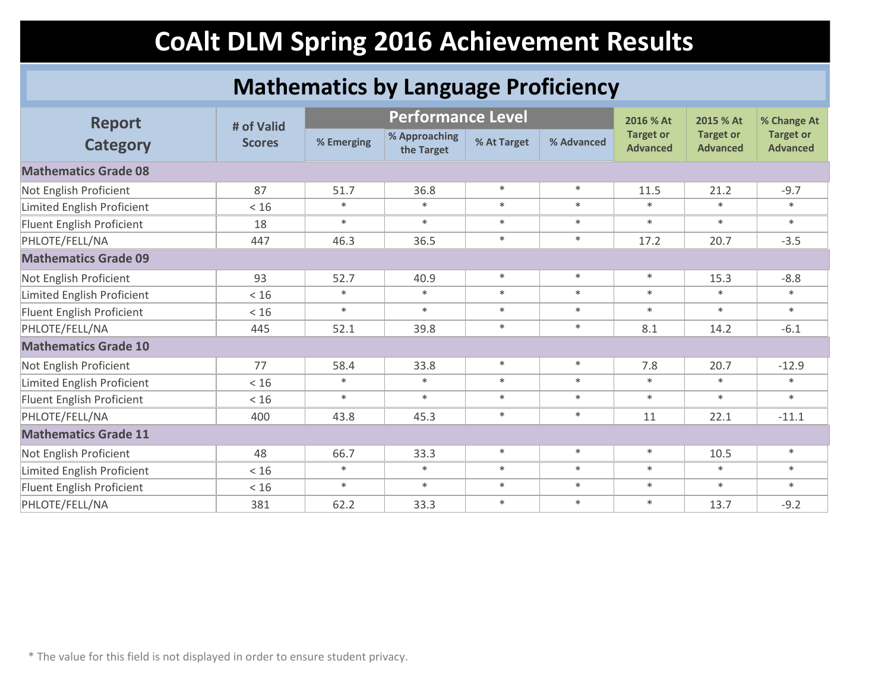# CoAlt DLM Spring 2016 Achievement Results

## Mathematics by Language Proficiency

| Report Category | # of Valid Scores | Performance Level | | | | 2016 % At Target or Advanced | 2015 % At Target or Advanced | % Change At Target or Advanced |
|---|---|---|---|---|---|---|---|---|
| | | % Emerging | % Approaching the Target | % At Target | % Advanced | | | |
| **Mathematics Grade 08** | | | | | | | | |
| Not English Proficient | 87 | 51.7 | 36.8 | * | * | 11.5 | 21.2 | -9.7 |
| Limited English Proficient | < 16 | * | * | * | * | * | * | * |
| Fluent English Proficient | 18 | * | * | * | * | * | * | * |
| PHLOTE/FELL/NA | 447 | 46.3 | 36.5 | * | * | 17.2 | 20.7 | -3.5 |
| **Mathematics Grade 09** | | | | | | | | |
| Not English Proficient | 93 | 52.7 | 40.9 | * | * | * | 15.3 | -8.8 |
| Limited English Proficient | < 16 | * | * | * | * | * | * | * |
| Fluent English Proficient | < 16 | * | * | * | * | * | * | * |
| PHLOTE/FELL/NA | 445 | 52.1 | 39.8 | * | * | 8.1 | 14.2 | -6.1 |
| **Mathematics Grade 10** | | | | | | | | |
| Not English Proficient | 77 | 58.4 | 33.8 | * | * | 7.8 | 20.7 | -12.9 |
| Limited English Proficient | < 16 | * | * | * | * | * | * | * |
| Fluent English Proficient | < 16 | * | * | * | * | * | * | * |
| PHLOTE/FELL/NA | 400 | 43.8 | 45.3 | * | * | 11 | 22.1 | -11.1 |
| **Mathematics Grade 11** | | | | | | | | |
| Not English Proficient | 48 | 66.7 | 33.3 | * | * | * | 10.5 | * |
| Limited English Proficient | < 16 | * | * | * | * | * | * | * |
| Fluent English Proficient | < 16 | * | * | * | * | * | * | * |
| PHLOTE/FELL/NA | 381 | 62.2 | 33.3 | * | * | * | 13.7 | -9.2 |

* The value for this field is not displayed in order to ensure student privacy.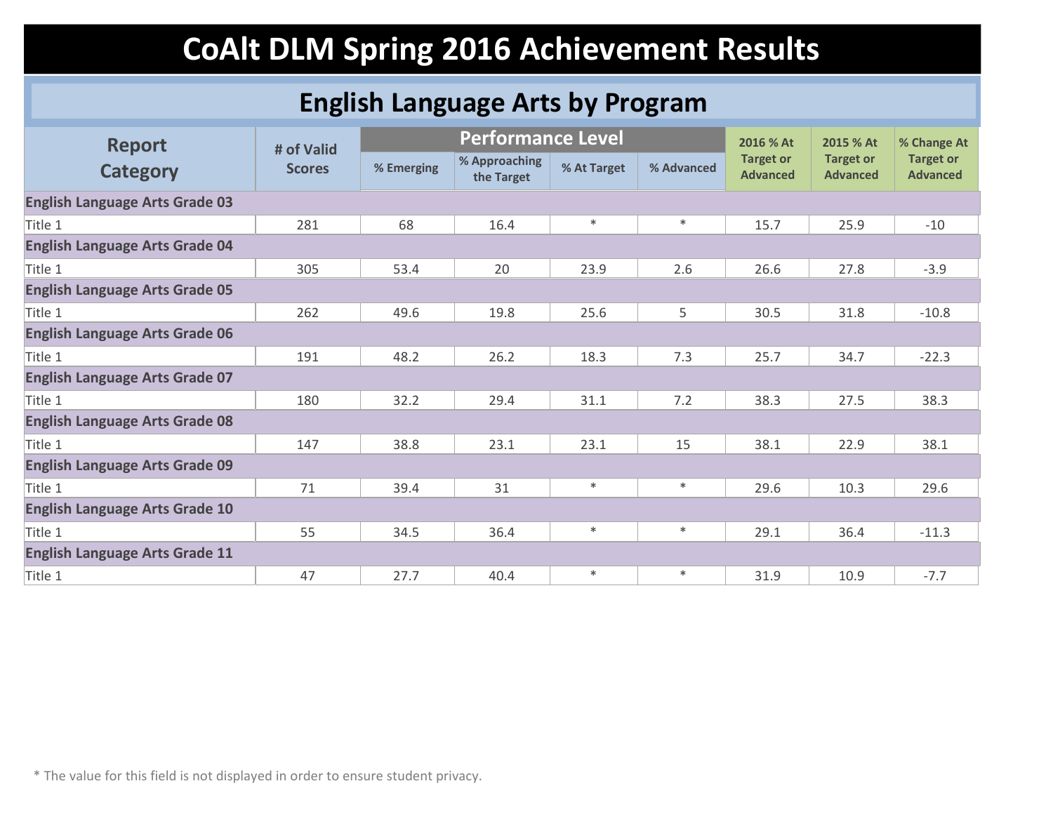# CoAlt DLM Spring 2016 Achievement Results

## English Language Arts by Program

| Report Category | # of Valid Scores | Performance Level | | | | 2016 % At Target or Advanced | 2015 % At Target or Advanced | % Change At Target or Advanced |
|---|---|---|---|---|---|---|---|---|
| | | % Emerging | % Approaching the Target | % At Target | % Advanced | | | |
| **English Language Arts Grade 03** | | | | | | | | |
| Title 1 | 281 | 68 | 16.4 | * | * | 15.7 | 25.9 | -10 |
| **English Language Arts Grade 04** | | | | | | | | |
| Title 1 | 305 | 53.4 | 20 | 23.9 | 2.6 | 26.6 | 27.8 | -3.9 |
| **English Language Arts Grade 05** | | | | | | | | |
| Title 1 | 262 | 49.6 | 19.8 | 25.6 | 5 | 30.5 | 31.8 | -10.8 |
| **English Language Arts Grade 06** | | | | | | | | |
| Title 1 | 191 | 48.2 | 26.2 | 18.3 | 7.3 | 25.7 | 34.7 | -22.3 |
| **English Language Arts Grade 07** | | | | | | | | |
| Title 1 | 180 | 32.2 | 29.4 | 31.1 | 7.2 | 38.3 | 27.5 | 38.3 |
| **English Language Arts Grade 08** | | | | | | | | |
| Title 1 | 147 | 38.8 | 23.1 | 23.1 | 15 | 38.1 | 22.9 | 38.1 |
| **English Language Arts Grade 09** | | | | | | | | |
| Title 1 | 71 | 39.4 | 31 | * | * | 29.6 | 10.3 | 29.6 |
| **English Language Arts Grade 10** | | | | | | | | |
| Title 1 | 55 | 34.5 | 36.4 | * | * | 29.1 | 36.4 | -11.3 |
| **English Language Arts Grade 11** | | | | | | | | |
| Title 1 | 47 | 27.7 | 40.4 | * | * | 31.9 | 10.9 | -7.7 |

* The value for this field is not displayed in order to ensure student privacy.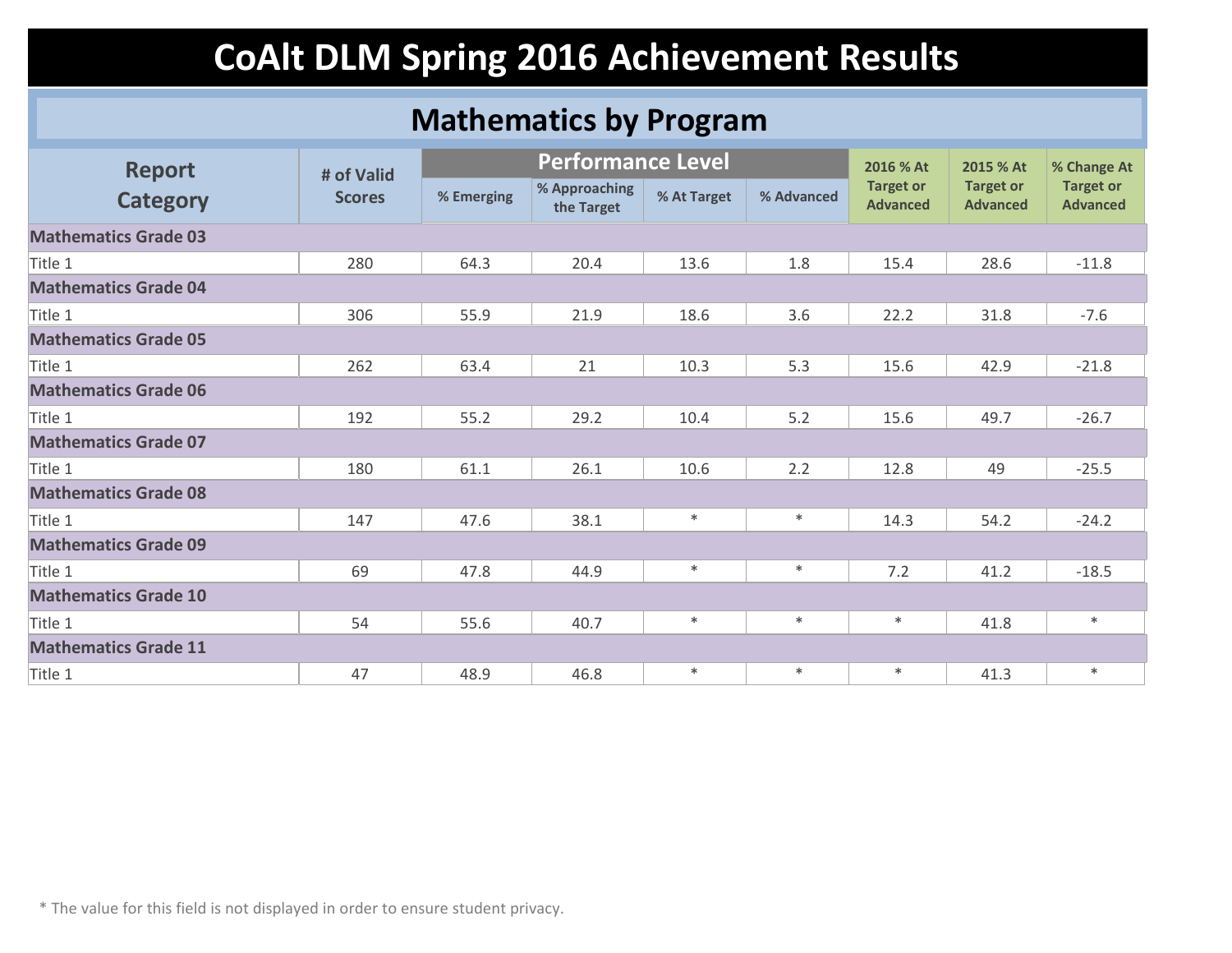# CoAlt DLM Spring 2016 Achievement Results

## Mathematics by Program

| Report Category | # of Valid Scores | Performance Level | | | | 2016 % At Target or Advanced | 2015 % At Target or Advanced | % Change At Target or Advanced |
|---|---|---|---|---|---|---|---|---|
| | | % Emerging | % Approaching the Target | % At Target | % Advanced | | | |
| **Mathematics Grade 03** | | | | | | | | |
| Title 1 | 280 | 64.3 | 20.4 | 13.6 | 1.8 | 15.4 | 28.6 | -11.8 |
| **Mathematics Grade 04** | | | | | | | | |
| Title 1 | 306 | 55.9 | 21.9 | 18.6 | 3.6 | 22.2 | 31.8 | -7.6 |
| **Mathematics Grade 05** | | | | | | | | |
| Title 1 | 262 | 63.4 | 21 | 10.3 | 5.3 | 15.6 | 42.9 | -21.8 |
| **Mathematics Grade 06** | | | | | | | | |
| Title 1 | 192 | 55.2 | 29.2 | 10.4 | 5.2 | 15.6 | 49.7 | -26.7 |
| **Mathematics Grade 07** | | | | | | | | |
| Title 1 | 180 | 61.1 | 26.1 | 10.6 | 2.2 | 12.8 | 49 | -25.5 |
| **Mathematics Grade 08** | | | | | | | | |
| Title 1 | 147 | 47.6 | 38.1 | * | * | 14.3 | 54.2 | -24.2 |
| **Mathematics Grade 09** | | | | | | | | |
| Title 1 | 69 | 47.8 | 44.9 | * | * | 7.2 | 41.2 | -18.5 |
| **Mathematics Grade 10** | | | | | | | | |
| Title 1 | 54 | 55.6 | 40.7 | * | * | * | 41.8 | * |
| **Mathematics Grade 11** | | | | | | | | |
| Title 1 | 47 | 48.9 | 46.8 | * | * | * | 41.3 | * |

* The value for this field is not displayed in order to ensure student privacy.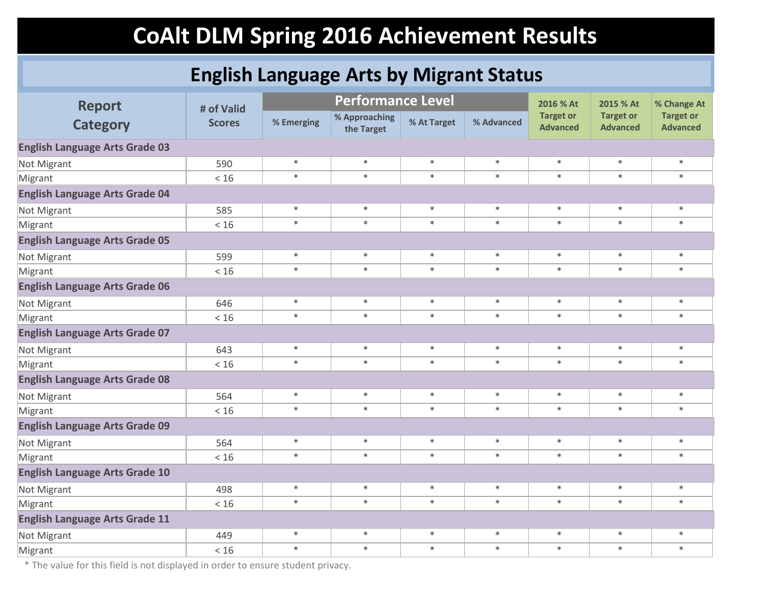# CoAlt DLM Spring 2016 Achievement Results

## English Language Arts by Migrant Status

| Report Category | # of Valid Scores | Performance Level | | | | 2016 % At Target or Advanced | 2015 % At Target or Advanced | % Change At Target or Advanced |
|---|---|---|---|---|---|---|---|---|
| | | % Emerging | % Approaching the Target | % At Target | % Advanced | | | |
| **English Language Arts Grade 03** | | | | | | | | |
| Not Migrant | 590 | * | * | * | * | * | * | * |
| Migrant | < 16 | * | * | * | * | * | * | * |
| **English Language Arts Grade 04** | | | | | | | | |
| Not Migrant | 585 | * | * | * | * | * | * | * |
| Migrant | < 16 | * | * | * | * | * | * | * |
| **English Language Arts Grade 05** | | | | | | | | |
| Not Migrant | 599 | * | * | * | * | * | * | * |
| Migrant | < 16 | * | * | * | * | * | * | * |
| **English Language Arts Grade 06** | | | | | | | | |
| Not Migrant | 646 | * | * | * | * | * | * | * |
| Migrant | < 16 | * | * | * | * | * | * | * |
| **English Language Arts Grade 07** | | | | | | | | |
| Not Migrant | 643 | * | * | * | * | * | * | * |
| Migrant | < 16 | * | * | * | * | * | * | * |
| **English Language Arts Grade 08** | | | | | | | | |
| Not Migrant | 564 | * | * | * | * | * | * | * |
| Migrant | < 16 | * | * | * | * | * | * | * |
| **English Language Arts Grade 09** | | | | | | | | |
| Not Migrant | 564 | * | * | * | * | * | * | * |
| Migrant | < 16 | * | * | * | * | * | * | * |
| **English Language Arts Grade 10** | | | | | | | | |
| Not Migrant | 498 | * | * | * | * | * | * | * |
| Migrant | < 16 | * | * | * | * | * | * | * |
| **English Language Arts Grade 11** | | | | | | | | |
| Not Migrant | 449 | * | * | * | * | * | * | * |
| Migrant | < 16 | * | * | * | * | * | * | * |

* The value for this field is not displayed in order to ensure student privacy.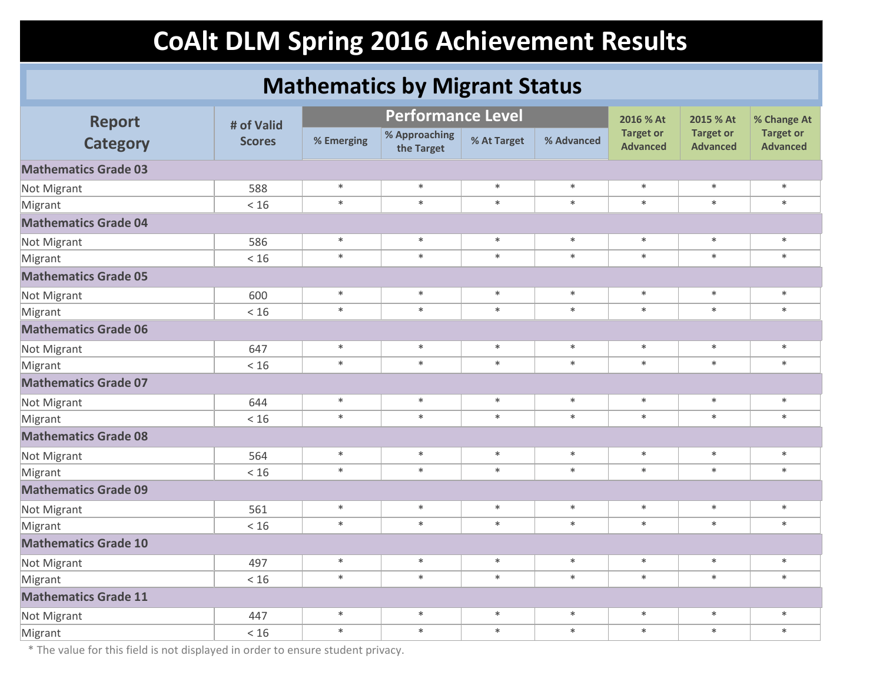# CoAlt DLM Spring 2016 Achievement Results

## Mathematics by Migrant Status

| Report Category | # of Valid Scores | Performance Level | | | | 2016 % At Target or Advanced | 2015 % At Target or Advanced | % Change At Target or Advanced |
|---|---|---|---|---|---|---|---|---|
| | | % Emerging | % Approaching the Target | % At Target | % Advanced | | | |
| **Mathematics Grade 03** | | | | | | | | |
| Not Migrant | 588 | * | * | * | * | * | * | * |
| Migrant | < 16 | * | * | * | * | * | * | * |
| **Mathematics Grade 04** | | | | | | | | |
| Not Migrant | 586 | * | * | * | * | * | * | * |
| Migrant | < 16 | * | * | * | * | * | * | * |
| **Mathematics Grade 05** | | | | | | | | |
| Not Migrant | 600 | * | * | * | * | * | * | * |
| Migrant | < 16 | * | * | * | * | * | * | * |
| **Mathematics Grade 06** | | | | | | | | |
| Not Migrant | 647 | * | * | * | * | * | * | * |
| Migrant | < 16 | * | * | * | * | * | * | * |
| **Mathematics Grade 07** | | | | | | | | |
| Not Migrant | 644 | * | * | * | * | * | * | * |
| Migrant | < 16 | * | * | * | * | * | * | * |
| **Mathematics Grade 08** | | | | | | | | |
| Not Migrant | 564 | * | * | * | * | * | * | * |
| Migrant | < 16 | * | * | * | * | * | * | * |
| **Mathematics Grade 09** | | | | | | | | |
| Not Migrant | 561 | * | * | * | * | * | * | * |
| Migrant | < 16 | * | * | * | * | * | * | * |
| **Mathematics Grade 10** | | | | | | | | |
| Not Migrant | 497 | * | * | * | * | * | * | * |
| Migrant | < 16 | * | * | * | * | * | * | * |
| **Mathematics Grade 11** | | | | | | | | |
| Not Migrant | 447 | * | * | * | * | * | * | * |
| Migrant | < 16 | * | * | * | * | * | * | * |

* The value for this field is not displayed in order to ensure student privacy.